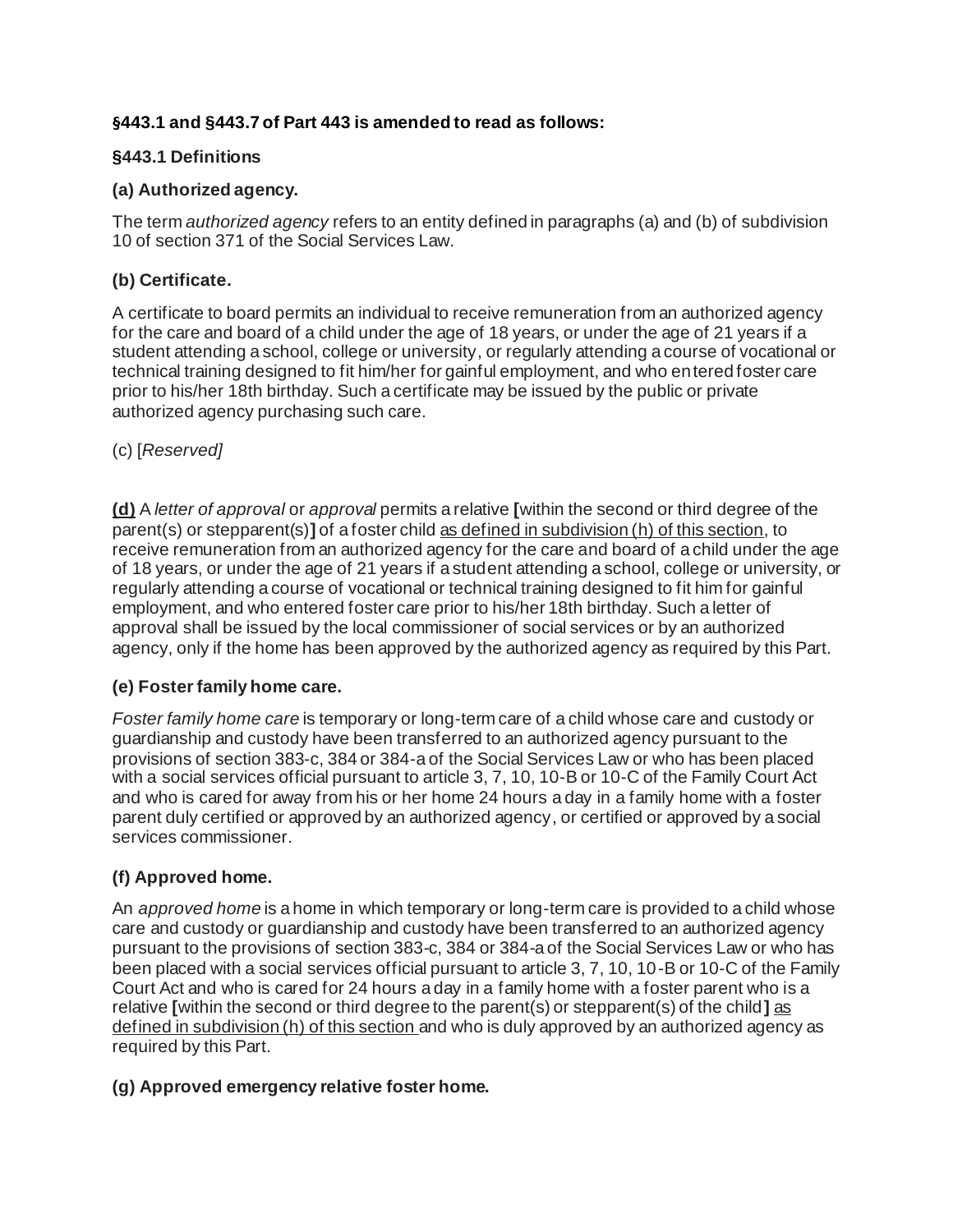**§443.1 and §443.7 of Part 443 is amended to read as follows:**

**§443.1 Definitions**

**(a) Authorized agency.**

The term *authorized agency* refers to an entity defined in paragraphs (a) and (b) of subdivision 10 of section 371 of the Social Services Law.

**(b) Certificate.**

A certificate to board permits an individual to receive remuneration from an authorized agency for the care and board of a child under the age of 18 years, or under the age of 21 years if a student attending a school, college or university, or regularly attending a course of vocational or technical training designed to fit him/her for gainful employment, and who entered foster care prior to his/her 18th birthday. Such a certificate may be issued by the public or private authorized agency purchasing such care.

(c) [*Reserved]*

<u>**(d)**</u> A *letter of approval* or *approval* permits a relative **[**within the second or third degree of the parent(s) or stepparent(s)**]** of a foster child <u>as defined in subdivision (h) of this section</u>, to receive remuneration from an authorized agency for the care and board of a child under the age of 18 years, or under the age of 21 years if a student attending a school, college or university, or regularly attending a course of vocational or technical training designed to fit him for gainful employment, and who entered foster care prior to his/her 18th birthday. Such a letter of approval shall be issued by the local commissioner of social services or by an authorized agency, only if the home has been approved by the authorized agency as required by this Part.

**(e) Foster family home care.**

*Foster family home care* is temporary or long-term care of a child whose care and custody or guardianship and custody have been transferred to an authorized agency pursuant to the provisions of section 383-c, 384 or 384-a of the Social Services Law or who has been placed with a social services official pursuant to article 3, 7, 10, 10-B or 10-C of the Family Court Act and who is cared for away from his or her home 24 hours a day in a family home with a foster parent duly certified or approved by an authorized agency, or certified or approved by a social services commissioner.

**(f) Approved home.**

An *approved home* is a home in which temporary or long-term care is provided to a child whose care and custody or guardianship and custody have been transferred to an authorized agency pursuant to the provisions of section 383-c, 384 or 384-a of the Social Services Law or who has been placed with a social services official pursuant to article 3, 7, 10, 10-B or 10-C of the Family Court Act and who is cared for 24 hours a day in a family home with a foster parent who is a relative **[**within the second or third degree to the parent(s) or stepparent(s) of the child**]** <u>as defined in subdivision (h) of this section</u> and who is duly approved by an authorized agency as required by this Part.

**(g) Approved emergency relative foster home.**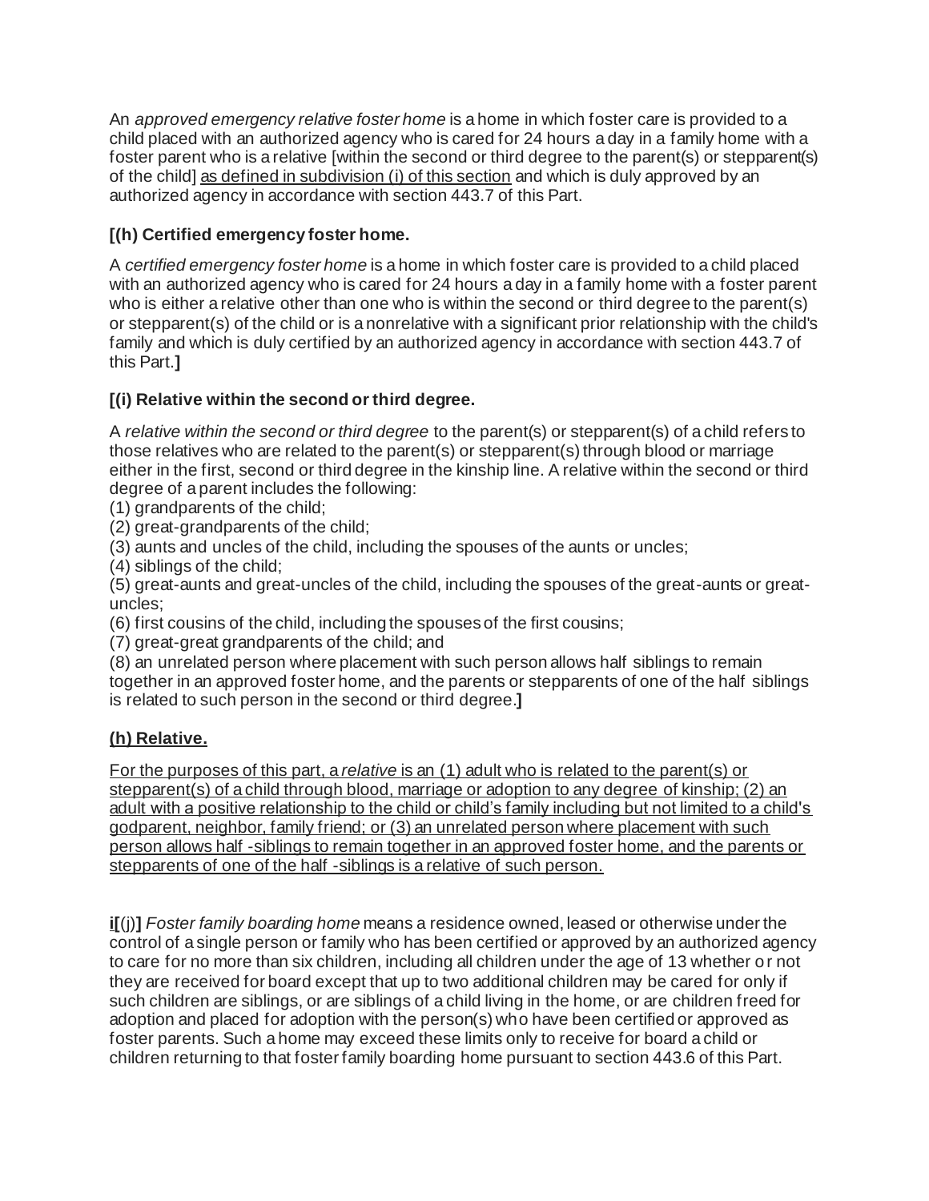An *approved emergency relative foster home* is a home in which foster care is provided to a child placed with an authorized agency who is cared for 24 hours a day in a family home with a foster parent who is a relative [within the second or third degree to the parent(s) or stepparent(s) of the child] <u>as defined in subdivision (i) of this section</u> and which is duly approved by an authorized agency in accordance with section 443.7 of this Part.

**[(h) Certified emergency foster home.**

A *certified emergency foster home* is a home in which foster care is provided to a child placed with an authorized agency who is cared for 24 hours a day in a family home with a foster parent who is either a relative other than one who is within the second or third degree to the parent(s) or stepparent(s) of the child or is a nonrelative with a significant prior relationship with the child's family and which is duly certified by an authorized agency in accordance with section 443.7 of this Part.**]**

**[(i) Relative within the second or third degree.**

A *relative within the second or third degree* to the parent(s) or stepparent(s) of a child refers to those relatives who are related to the parent(s) or stepparent(s) through blood or marriage either in the first, second or third degree in the kinship line. A relative within the second or third degree of a parent includes the following:

(1) grandparents of the child;
(2) great-grandparents of the child;
(3) aunts and uncles of the child, including the spouses of the aunts or uncles;
(4) siblings of the child;
(5) great-aunts and great-uncles of the child, including the spouses of the great-aunts or great-uncles;
(6) first cousins of the child, including the spouses of the first cousins;
(7) great-great grandparents of the child; and
(8) an unrelated person where placement with such person allows half siblings to remain together in an approved foster home, and the parents or stepparents of one of the half siblings is related to such person in the second or third degree.**]**

**<u>(h) Relative.</u>**

<u>For the purposes of this part, a *relative* is an (1) adult who is related to the parent(s) or stepparent(s) of a child through blood, marriage or adoption to any degree of kinship; (2) an adult with a positive relationship to the child or child's family including but not limited to a child's godparent, neighbor, family friend; or (3) an unrelated person where placement with such person allows half -siblings to remain together in an approved foster home, and the parents or stepparents of one of the half -siblings is a relative of such person.</u>

<u>**i**</u>**[**(j)**]** *Foster family boarding home* means a residence owned, leased or otherwise under the control of a single person or family who has been certified or approved by an authorized agency to care for no more than six children, including all children under the age of 13 whether or not they are received for board except that up to two additional children may be cared for only if such children are siblings, or are siblings of a child living in the home, or are children freed for adoption and placed for adoption with the person(s) who have been certified or approved as foster parents. Such a home may exceed these limits only to receive for board a child or children returning to that foster family boarding home pursuant to section 443.6 of this Part.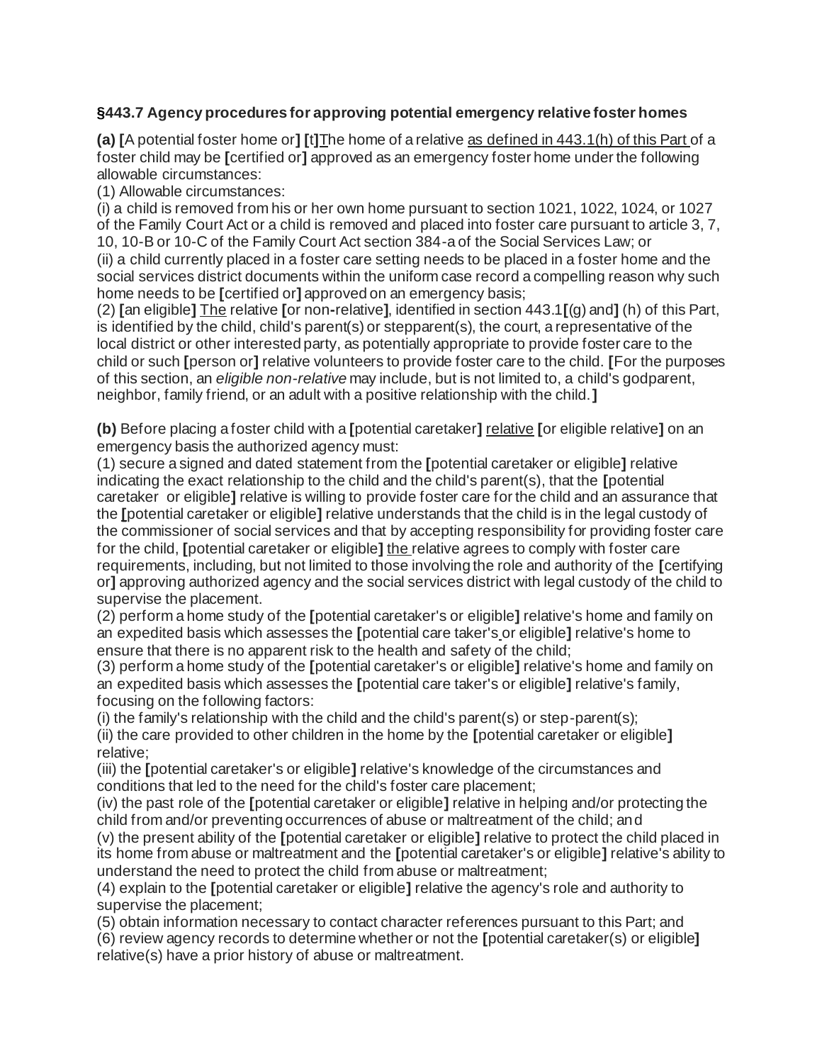**§443.7 Agency procedures for approving potential emergency relative foster homes**

**(a) [**A potential foster home or**] [**t**]**<u>T</u>he home of a relative <u>as defined in 443.1(h) of this Part</u> of a foster child may be **[**certified or**]** approved as an emergency foster home under the following allowable circumstances:

(1) Allowable circumstances:

(i) a child is removed from his or her own home pursuant to section 1021, 1022, 1024, or 1027 of the Family Court Act or a child is removed and placed into foster care pursuant to article 3, 7, 10, 10-B or 10-C of the Family Court Act section 384-a of the Social Services Law; or

(ii) a child currently placed in a foster care setting needs to be placed in a foster home and the social services district documents within the uniform case record a compelling reason why such home needs to be **[**certified or**]** approved on an emergency basis;

(2) **[**an eligible**]** <u>The</u> relative **[**or non-relative**]**, identified in section 443.1**[**(g) and**]** (h) of this Part, is identified by the child, child's parent(s) or stepparent(s), the court, a representative of the local district or other interested party, as potentially appropriate to provide foster care to the child or such **[**person or**]** relative volunteers to provide foster care to the child. **[**For the purposes of this section, an *eligible non-relative* may include, but is not limited to, a child's godparent, neighbor, family friend, or an adult with a positive relationship with the child.**]**

**(b)** Before placing a foster child with a **[**potential caretaker**]** <u>relative</u> **[**or eligible relative**]** on an emergency basis the authorized agency must:

(1) secure a signed and dated statement from the **[**potential caretaker or eligible**]** relative indicating the exact relationship to the child and the child's parent(s), that the **[**potential caretaker or eligible**]** relative is willing to provide foster care for the child and an assurance that the **[**potential caretaker or eligible**]** relative understands that the child is in the legal custody of the commissioner of social services and that by accepting responsibility for providing foster care for the child, **[**potential caretaker or eligible**]** <u>the</u> relative agrees to comply with foster care requirements, including, but not limited to those involving the role and authority of the **[**certifying or**]** approving authorized agency and the social services district with legal custody of the child to supervise the placement.

(2) perform a home study of the **[**potential caretaker's or eligible**]** relative's home and family on an expedited basis which assesses the **[**potential care taker's or eligible**]** relative's home to ensure that there is no apparent risk to the health and safety of the child;

(3) perform a home study of the **[**potential caretaker's or eligible**]** relative's home and family on an expedited basis which assesses the **[**potential care taker's or eligible**]** relative's family, focusing on the following factors:

(i) the family's relationship with the child and the child's parent(s) or step-parent(s);

(ii) the care provided to other children in the home by the **[**potential caretaker or eligible**]** relative;

(iii) the **[**potential caretaker's or eligible**]** relative's knowledge of the circumstances and conditions that led to the need for the child's foster care placement;

(iv) the past role of the **[**potential caretaker or eligible**]** relative in helping and/or protecting the child from and/or preventing occurrences of abuse or maltreatment of the child; and

(v) the present ability of the **[**potential caretaker or eligible**]** relative to protect the child placed in its home from abuse or maltreatment and the **[**potential caretaker's or eligible**]** relative's ability to understand the need to protect the child from abuse or maltreatment;

(4) explain to the **[**potential caretaker or eligible**]** relative the agency's role and authority to supervise the placement;

(5) obtain information necessary to contact character references pursuant to this Part; and

(6) review agency records to determine whether or not the **[**potential caretaker(s) or eligible**]** relative(s) have a prior history of abuse or maltreatment.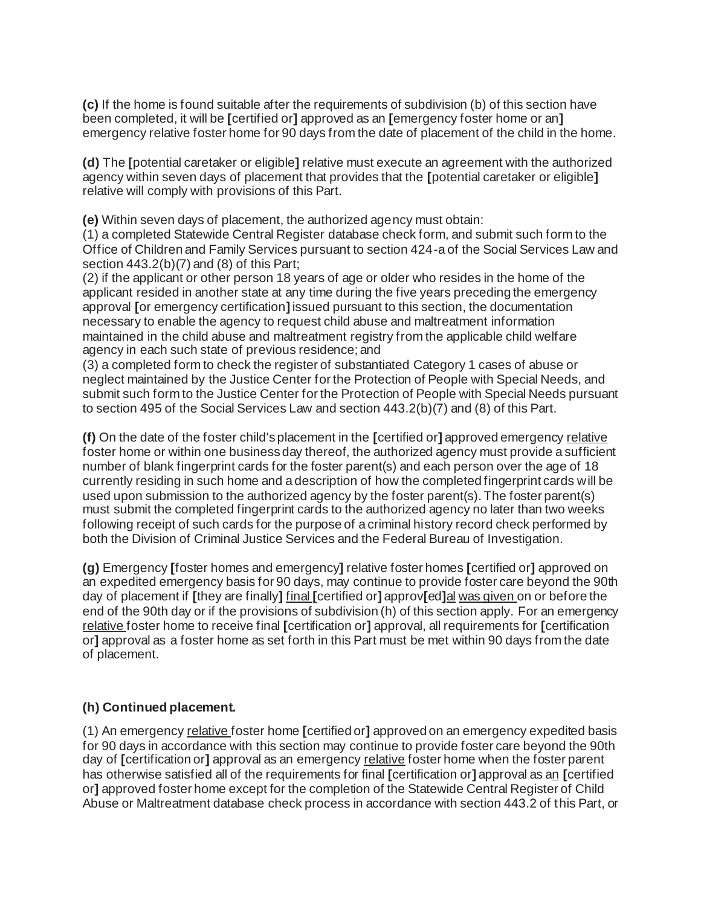**(c)** If the home is found suitable after the requirements of subdivision (b) of this section have been completed, it will be **[**certified or**]** approved as an **[**emergency foster home or an**]** emergency relative foster home for 90 days from the date of placement of the child in the home.

**(d)** The **[**potential caretaker or eligible**]** relative must execute an agreement with the authorized agency within seven days of placement that provides that the **[**potential caretaker or eligible**]** relative will comply with provisions of this Part.

**(e)** Within seven days of placement, the authorized agency must obtain:
(1) a completed Statewide Central Register database check form, and submit such form to the Office of Children and Family Services pursuant to section 424-a of the Social Services Law and section 443.2(b)(7) and (8) of this Part;
(2) if the applicant or other person 18 years of age or older who resides in the home of the applicant resided in another state at any time during the five years preceding the emergency approval **[**or emergency certification**]** issued pursuant to this section, the documentation necessary to enable the agency to request child abuse and maltreatment information maintained in the child abuse and maltreatment registry from the applicable child welfare agency in each such state of previous residence; and
(3) a completed form to check the register of substantiated Category 1 cases of abuse or neglect maintained by the Justice Center for the Protection of People with Special Needs, and submit such form to the Justice Center for the Protection of People with Special Needs pursuant to section 495 of the Social Services Law and section 443.2(b)(7) and (8) of this Part.

**(f)** On the date of the foster child's placement in the **[**certified or**]** approved emergency <u>relative</u> foster home or within one business day thereof, the authorized agency must provide a sufficient number of blank fingerprint cards for the foster parent(s) and each person over the age of 18 currently residing in such home and a description of how the completed fingerprint cards will be used upon submission to the authorized agency by the foster parent(s). The foster parent(s) must submit the completed fingerprint cards to the authorized agency no later than two weeks following receipt of such cards for the purpose of a criminal history record check performed by both the Division of Criminal Justice Services and the Federal Bureau of Investigation.

**(g)** Emergency **[**foster homes and emergency**]** relative foster homes **[**certified or**]** approved on an expedited emergency basis for 90 days, may continue to provide foster care beyond the 90th day of placement if **[**they are finally**]** <u>final</u> **[**certified or**]** approv**[**ed**]**<u>al</u> <u>was given</u> on or before the end of the 90th day or if the provisions of subdivision (h) of this section apply. For an emergency <u>relative</u> foster home to receive final **[**certification or**]** approval, all requirements for **[**certification or**]** approval as a foster home as set forth in this Part must be met within 90 days from the date of placement.

**(h) Continued placement.**

(1) An emergency <u>relative</u> foster home **[**certified or**]** approved on an emergency expedited basis for 90 days in accordance with this section may continue to provide foster care beyond the 90th day of **[**certification or**]** approval as an emergency <u>relative</u> foster home when the foster parent has otherwise satisfied all of the requirements for final **[**certification or**]** approval as <u>an</u> **[**certified or**]** approved foster home except for the completion of the Statewide Central Register of Child Abuse or Maltreatment database check process in accordance with section 443.2 of this Part, or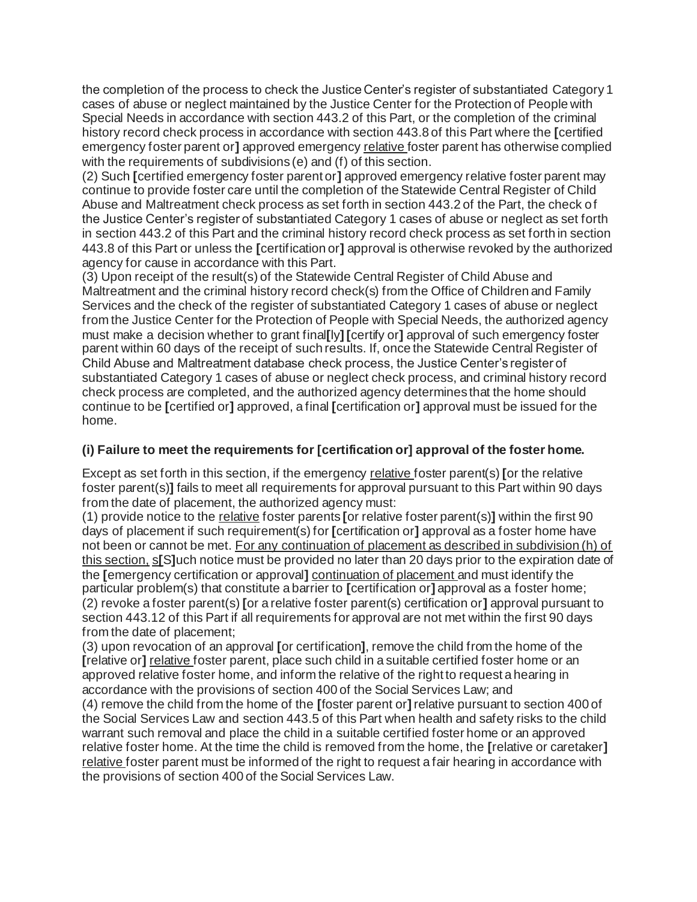the completion of the process to check the Justice Center's register of substantiated Category 1 cases of abuse or neglect maintained by the Justice Center for the Protection of People with Special Needs in accordance with section 443.2 of this Part, or the completion of the criminal history record check process in accordance with section 443.8 of this Part where the **[**certified emergency foster parent or**]** approved emergency <u>relative</u> foster parent has otherwise complied with the requirements of subdivisions (e) and (f) of this section.

(2) Such **[**certified emergency foster parent or**]** approved emergency relative foster parent may continue to provide foster care until the completion of the Statewide Central Register of Child Abuse and Maltreatment check process as set forth in section 443.2 of the Part, the check of the Justice Center's register of substantiated Category 1 cases of abuse or neglect as set forth in section 443.2 of this Part and the criminal history record check process as set forth in section 443.8 of this Part or unless the **[**certification or**]** approval is otherwise revoked by the authorized agency for cause in accordance with this Part.

(3) Upon receipt of the result(s) of the Statewide Central Register of Child Abuse and Maltreatment and the criminal history record check(s) from the Office of Children and Family Services and the check of the register of substantiated Category 1 cases of abuse or neglect from the Justice Center for the Protection of People with Special Needs, the authorized agency must make a decision whether to grant final**[**ly**]** **[**certify or**]** approval of such emergency foster parent within 60 days of the receipt of such results. If, once the Statewide Central Register of Child Abuse and Maltreatment database check process, the Justice Center's register of substantiated Category 1 cases of abuse or neglect check process, and criminal history record check process are completed, and the authorized agency determines that the home should continue to be **[**certified or**]** approved, a final **[**certification or**]** approval must be issued for the home.

### (i) Failure to meet the requirements for [certification or] approval of the foster home.

Except as set forth in this section, if the emergency <u>relative</u> foster parent(s) **[**or the relative foster parent(s)**]** fails to meet all requirements for approval pursuant to this Part within 90 days from the date of placement, the authorized agency must:

(1) provide notice to the <u>relative</u> foster parents **[**or relative foster parent(s)**]** within the first 90 days of placement if such requirement(s) for **[**certification or**]** approval as a foster home have not been or cannot be met. <u>For any continuation of placement as described in subdivision (h) of this section, s</u>**[**S**]**uch notice must be provided no later than 20 days prior to the expiration date of the **[**emergency certification or approval**]** <u>continuation of placement</u> and must identify the particular problem(s) that constitute a barrier to **[**certification or**]** approval as a foster home;

(2) revoke a foster parent(s) **[**or a relative foster parent(s) certification or**]** approval pursuant to section 443.12 of this Part if all requirements for approval are not met within the first 90 days from the date of placement;

(3) upon revocation of an approval **[**or certification**]**, remove the child from the home of the **[**relative or**]** <u>relative</u> foster parent, place such child in a suitable certified foster home or an approved relative foster home, and inform the relative of the right to request a hearing in accordance with the provisions of section 400 of the Social Services Law; and

(4) remove the child from the home of the **[**foster parent or**]** relative pursuant to section 400 of the Social Services Law and section 443.5 of this Part when health and safety risks to the child warrant such removal and place the child in a suitable certified foster home or an approved relative foster home. At the time the child is removed from the home, the **[**relative or caretaker**]** <u>relative</u> foster parent must be informed of the right to request a fair hearing in accordance with the provisions of section 400 of the Social Services Law.